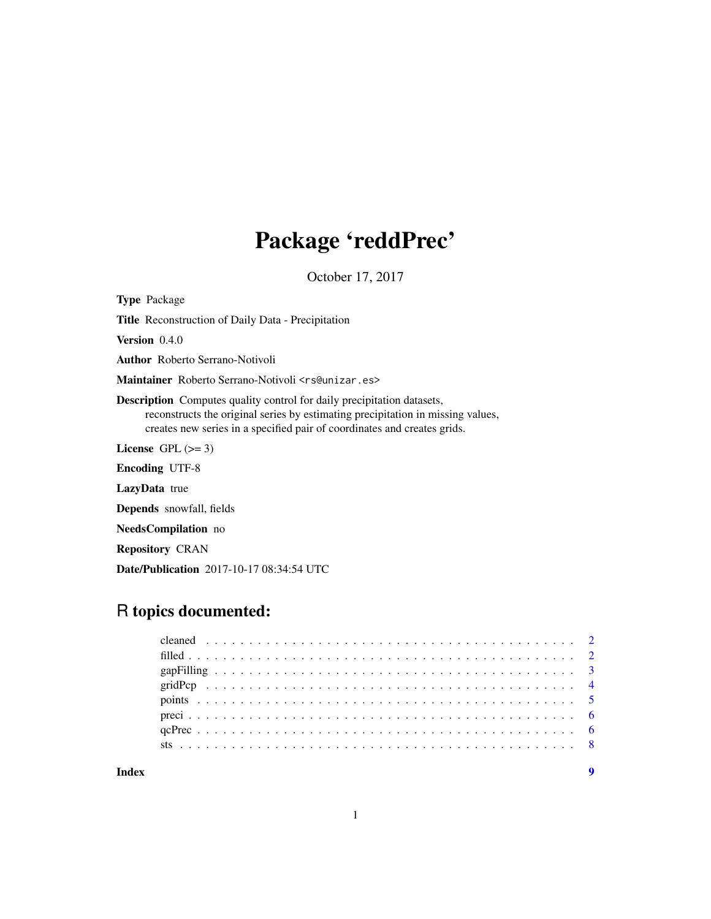# Package 'reddPrec'

October 17, 2017

**Type** Package

**Title** Reconstruction of Daily Data - Precipitation

**Version** 0.4.0

**Author** Roberto Serrano-Notivoli

**Maintainer** Roberto Serrano-Notivoli <rs@unizar.es>

**Description** Computes quality control for daily precipitation datasets, reconstructs the original series by estimating precipitation in missing values, creates new series in a specified pair of coordinates and creates grids.

**License** GPL (>= 3)

**Encoding** UTF-8

**LazyData** true

**Depends** snowfall, fields

**NeedsCompilation** no

**Repository** CRAN

**Date/Publication** 2017-10-17 08:34:54 UTC

## R topics documented:

| | |
|---|---|
| cleaned | 2 |
| filled | 2 |
| gapFilling | 3 |
| gridPcp | 4 |
| points | 5 |
| preci | 6 |
| qcPrec | 6 |
| sts | 8 |

**Index** **9**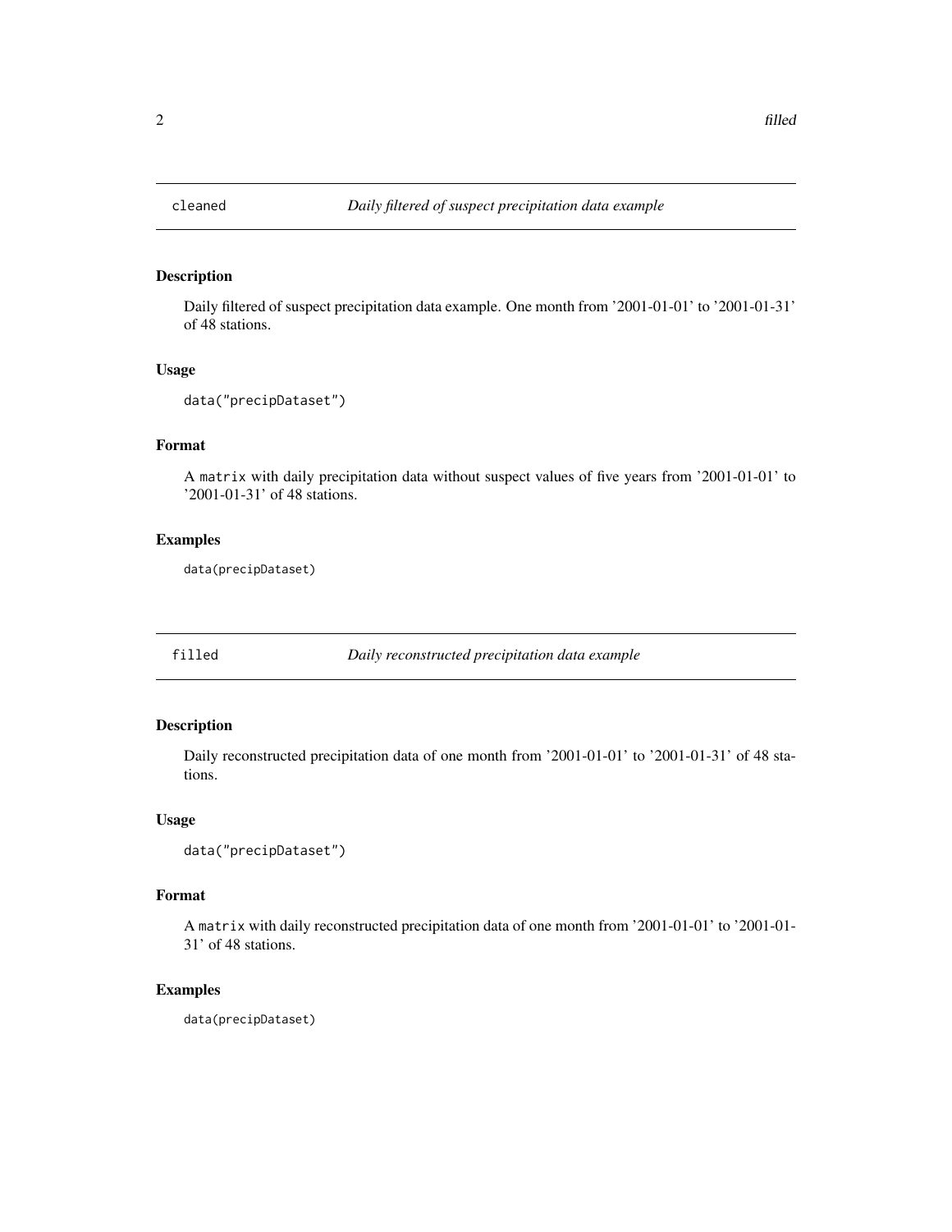## cleaned *Daily filtered of suspect precipitation data example*

### Description

Daily filtered of suspect precipitation data example. One month from '2001-01-01' to '2001-01-31' of 48 stations.

### Usage

```
data("precipDataset")
```

### Format

A matrix with daily precipitation data without suspect values of five years from '2001-01-01' to '2001-01-31' of 48 stations.

### Examples

```
data(precipDataset)
```

## filled *Daily reconstructed precipitation data example*

### Description

Daily reconstructed precipitation data of one month from '2001-01-01' to '2001-01-31' of 48 stations.

### Usage

```
data("precipDataset")
```

### Format

A matrix with daily reconstructed precipitation data of one month from '2001-01-01' to '2001-01-31' of 48 stations.

### Examples

```
data(precipDataset)
```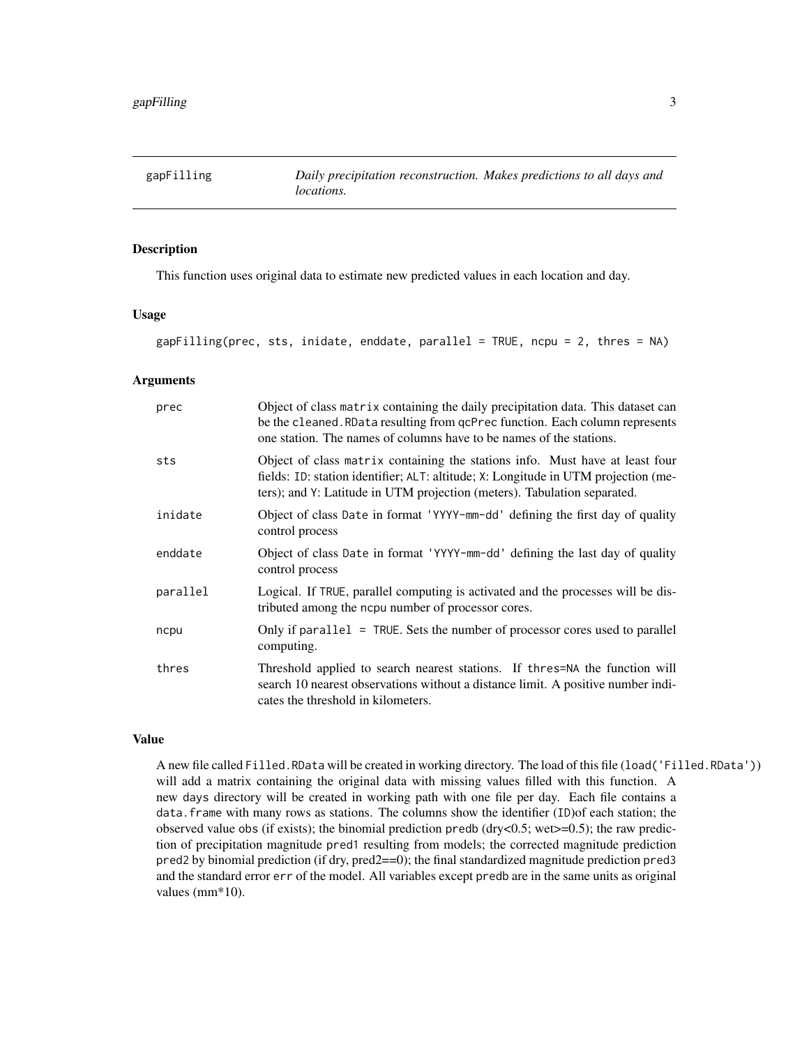## gapFilling

*Daily precipitation reconstruction. Makes predictions to all days and locations.*

### Description

This function uses original data to estimate new predicted values in each location and day.

### Usage

```
gapFilling(prec, sts, inidate, enddate, parallel = TRUE, ncpu = 2, thres = NA)
```

### Arguments

| | |
|---|---|
| `prec` | Object of class `matrix` containing the daily precipitation data. This dataset can be the `cleaned.RData` resulting from `qcPrec` function. Each column represents one station. The names of columns have to be names of the stations. |
| `sts` | Object of class `matrix` containing the stations info. Must have at least four fields: `ID`: station identifier; `ALT`: altitude; `X`: Longitude in UTM projection (meters); and `Y`: Latitude in UTM projection (meters). Tabulation separated. |
| `inidate` | Object of class `Date` in format `'YYYY-mm-dd'` defining the first day of quality control process |
| `enddate` | Object of class `Date` in format `'YYYY-mm-dd'` defining the last day of quality control process |
| `parallel` | Logical. If `TRUE`, parallel computing is activated and the processes will be distributed among the `ncpu` number of processor cores. |
| `ncpu` | Only if `parallel = TRUE`. Sets the number of processor cores used to parallel computing. |
| `thres` | Threshold applied to search nearest stations. If `thres=NA` the function will search 10 nearest observations without a distance limit. A positive number indicates the threshold in kilometers. |

### Value

A new file called `Filled.RData` will be created in working directory. The load of this file (`load('Filled.RData')`) will add a matrix containing the original data with missing values filled with this function. A new `days` directory will be created in working path with one file per day. Each file contains a `data.frame` with many rows as stations. The columns show the identifier (`ID`)of each station; the observed value `obs` (if exists); the binomial prediction `predb` (dry<0.5; wet>=0.5); the raw prediction of precipitation magnitude `pred1` resulting from models; the corrected magnitude prediction `pred2` by binomial prediction (if dry, pred2==0); the final standardized magnitude prediction `pred3` and the standard error `err` of the model. All variables except `predb` are in the same units as original values (mm*10).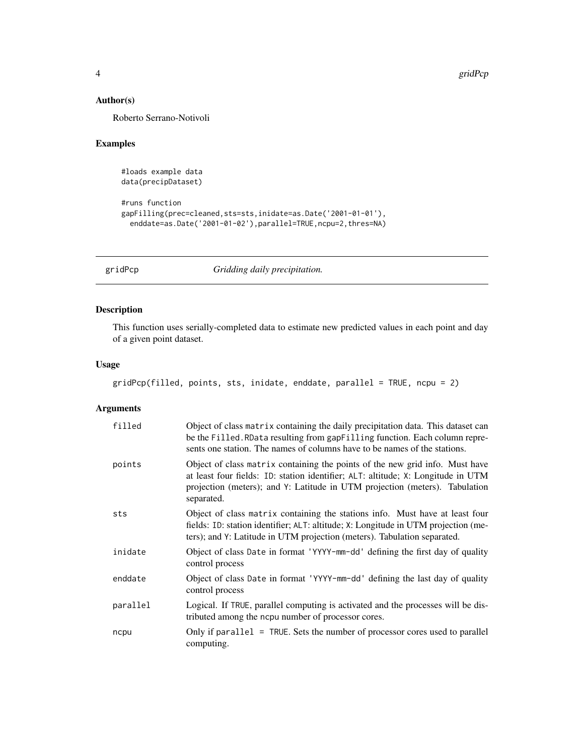## Author(s)

Roberto Serrano-Notivoli

## Examples

```
#loads example data
data(precipDataset)

#runs function
gapFilling(prec=cleaned,sts=sts,inidate=as.Date('2001-01-01'),
  enddate=as.Date('2001-01-02'),parallel=TRUE,ncpu=2,thres=NA)
```

---

# gridPcp *Gridding daily precipitation.*

---

## Description

This function uses serially-completed data to estimate new predicted values in each point and day of a given point dataset.

## Usage

```
gridPcp(filled, points, sts, inidate, enddate, parallel = TRUE, ncpu = 2)
```

## Arguments

| | |
|---|---|
| filled | Object of class matrix containing the daily precipitation data. This dataset can be the Filled.RData resulting from gapFilling function. Each column represents one station. The names of columns have to be names of the stations. |
| points | Object of class matrix containing the points of the new grid info. Must have at least four fields: ID: station identifier; ALT: altitude; X: Longitude in UTM projection (meters); and Y: Latitude in UTM projection (meters). Tabulation separated. |
| sts | Object of class matrix containing the stations info. Must have at least four fields: ID: station identifier; ALT: altitude; X: Longitude in UTM projection (meters); and Y: Latitude in UTM projection (meters). Tabulation separated. |
| inidate | Object of class Date in format 'YYYY-mm-dd' defining the first day of quality control process |
| enddate | Object of class Date in format 'YYYY-mm-dd' defining the last day of quality control process |
| parallel | Logical. If TRUE, parallel computing is activated and the processes will be distributed among the ncpu number of processor cores. |
| ncpu | Only if parallel = TRUE. Sets the number of processor cores used to parallel computing. |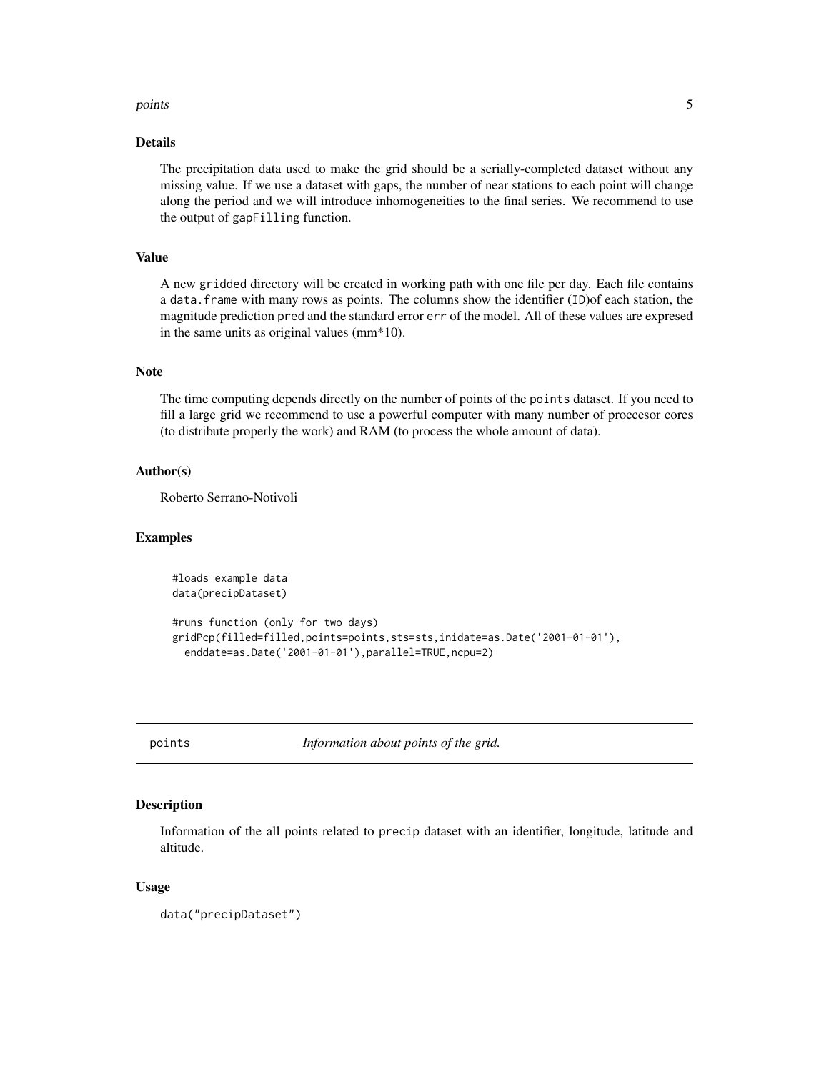### Details

The precipitation data used to make the grid should be a serially-completed dataset without any missing value. If we use a dataset with gaps, the number of near stations to each point will change along the period and we will introduce inhomogeneities to the final series. We recommend to use the output of `gapFilling` function.

### Value

A new `gridded` directory will be created in working path with one file per day. Each file contains a `data.frame` with many rows as points. The columns show the identifier (`ID`)of each station, the magnitude prediction `pred` and the standard error `err` of the model. All of these values are expresed in the same units as original values (mm*10).

### Note

The time computing depends directly on the number of points of the `points` dataset. If you need to fill a large grid we recommend to use a powerful computer with many number of proccesor cores (to distribute properly the work) and RAM (to process the whole amount of data).

### Author(s)

Roberto Serrano-Notivoli

### Examples

```
#loads example data
data(precipDataset)

#runs function (only for two days)
gridPcp(filled=filled,points=points,sts=sts,inidate=as.Date('2001-01-01'),
  enddate=as.Date('2001-01-01'),parallel=TRUE,ncpu=2)
```

---

## points *Information about points of the grid.*

---

### Description

Information of the all points related to `precip` dataset with an identifier, longitude, latitude and altitude.

### Usage

```
data("precipDataset")
```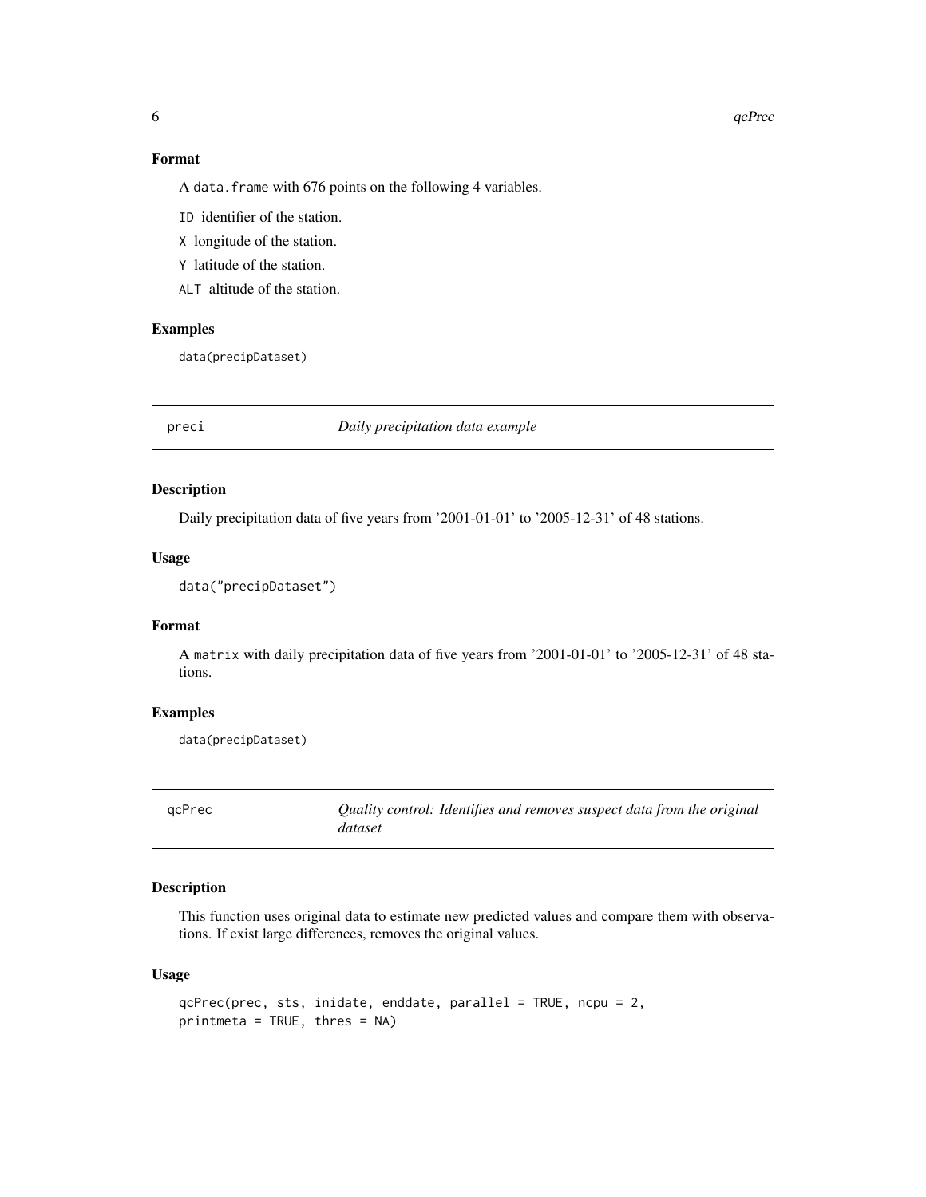### Format

A `data.frame` with 676 points on the following 4 variables.

- `ID` identifier of the station.
- `X` longitude of the station.
- `Y` latitude of the station.
- `ALT` altitude of the station.

### Examples

```
data(precipDataset)
```

## preci — *Daily precipitation data example*

### Description

Daily precipitation data of five years from '2001-01-01' to '2005-12-31' of 48 stations.

### Usage

```
data("precipDataset")
```

### Format

A `matrix` with daily precipitation data of five years from '2001-01-01' to '2005-12-31' of 48 stations.

### Examples

```
data(precipDataset)
```

## qcPrec — *Quality control: Identifies and removes suspect data from the original dataset*

### Description

This function uses original data to estimate new predicted values and compare them with observations. If exist large differences, removes the original values.

### Usage

```
qcPrec(prec, sts, inidate, enddate, parallel = TRUE, ncpu = 2,
printmeta = TRUE, thres = NA)
```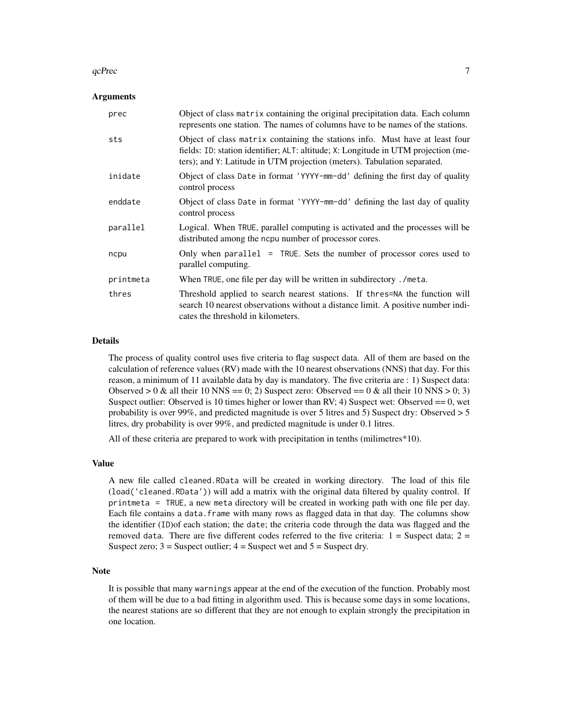### Arguments

| | |
|---|---|
| `prec` | Object of class `matrix` containing the original precipitation data. Each column represents one station. The names of columns have to be names of the stations. |
| `sts` | Object of class `matrix` containing the stations info. Must have at least four fields: `ID`: station identifier; `ALT`: altitude; `X`: Longitude in UTM projection (meters); and `Y`: Latitude in UTM projection (meters). Tabulation separated. |
| `inidate` | Object of class `Date` in format `'YYYY-mm-dd'` defining the first day of quality control process |
| `enddate` | Object of class `Date` in format `'YYYY-mm-dd'` defining the last day of quality control process |
| `parallel` | Logical. When `TRUE`, parallel computing is activated and the processes will be distributed among the `ncpu` number of processor cores. |
| `ncpu` | Only when `parallel = TRUE`. Sets the number of processor cores used to parallel computing. |
| `printmeta` | When `TRUE`, one file per day will be written in subdirectory `./meta`. |
| `thres` | Threshold applied to search nearest stations. If `thres=NA` the function will search 10 nearest observations without a distance limit. A positive number indicates the threshold in kilometers. |

### Details

The process of quality control uses five criteria to flag suspect data. All of them are based on the calculation of reference values (RV) made with the 10 nearest observations (NNS) that day. For this reason, a minimum of 11 available data by day is mandatory. The five criteria are : 1) Suspect data: Observed > 0 & all their 10 NNS == 0; 2) Suspect zero: Observed == 0 & all their 10 NNS > 0; 3) Suspect outlier: Observed is 10 times higher or lower than RV; 4) Suspect wet: Observed == 0, wet probability is over 99%, and predicted magnitude is over 5 litres and 5) Suspect dry: Observed > 5 litres, dry probability is over 99%, and predicted magnitude is under 0.1 litres.

All of these criteria are prepared to work with precipitation in tenths (milimetres*10).

### Value

A new file called `cleaned.RData` will be created in working directory. The load of this file (`load('cleaned.RData')`) will add a matrix with the original data filtered by quality control. If `printmeta = TRUE`, a new `meta` directory will be created in working path with one file per day. Each file contains a `data.frame` with many rows as flagged data in that day. The columns show the identifier (`ID`)of each station; the `date`; the criteria `code` through the data was flagged and the removed `data`. There are five different codes referred to the five criteria: 1 = Suspect data; 2 = Suspect zero; 3 = Suspect outlier; 4 = Suspect wet and 5 = Suspect dry.

### Note

It is possible that many `warnings` appear at the end of the execution of the function. Probably most of them will be due to a bad fitting in algorithm used. This is because some days in some locations, the nearest stations are so different that they are not enough to explain strongly the precipitation in one location.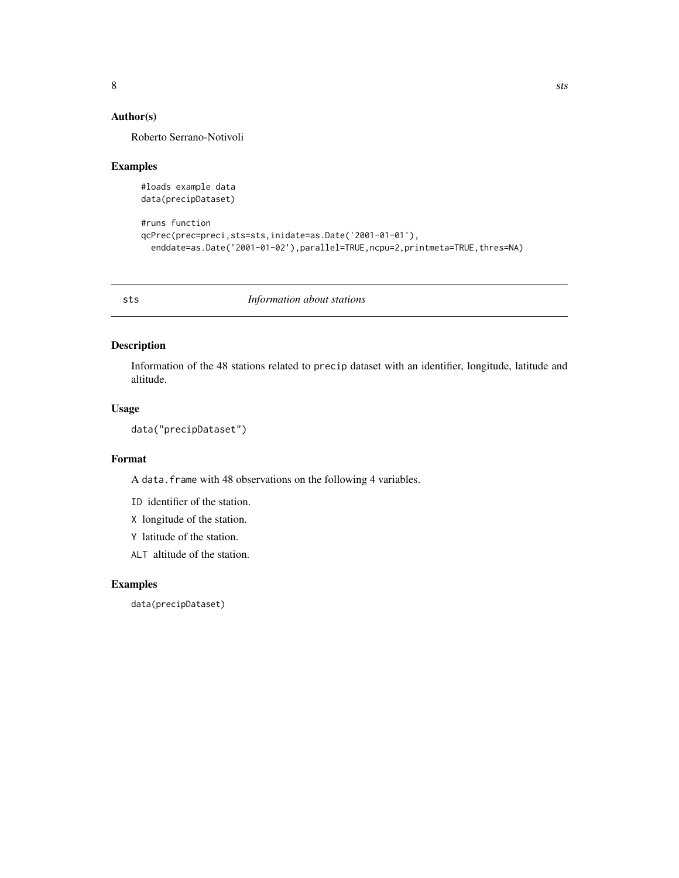## Author(s)

Roberto Serrano-Notivoli

## Examples

```
#loads example data
data(precipDataset)

#runs function
qcPrec(prec=preci,sts=sts,inidate=as.Date('2001-01-01'),
  enddate=as.Date('2001-01-02'),parallel=TRUE,ncpu=2,printmeta=TRUE,thres=NA)
```

---

# sts — *Information about stations*

---

## Description

Information of the 48 stations related to precip dataset with an identifier, longitude, latitude and altitude.

## Usage

```
data("precipDataset")
```

## Format

A data.frame with 48 observations on the following 4 variables.

- ID identifier of the station.
- X longitude of the station.
- Y latitude of the station.
- ALT altitude of the station.

## Examples

```
data(precipDataset)
```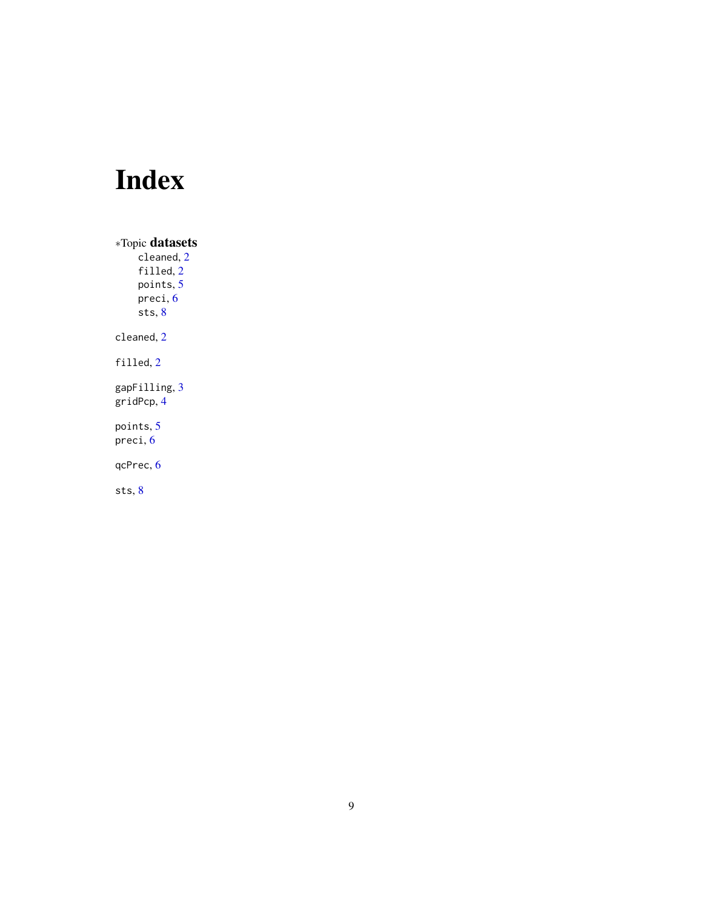# Index

*Topic **datasets**
- cleaned, 2
- filled, 2
- points, 5
- preci, 6
- sts, 8

cleaned, 2

filled, 2

gapFilling, 3
gridPcp, 4

points, 5
preci, 6

qcPrec, 6

sts, 8